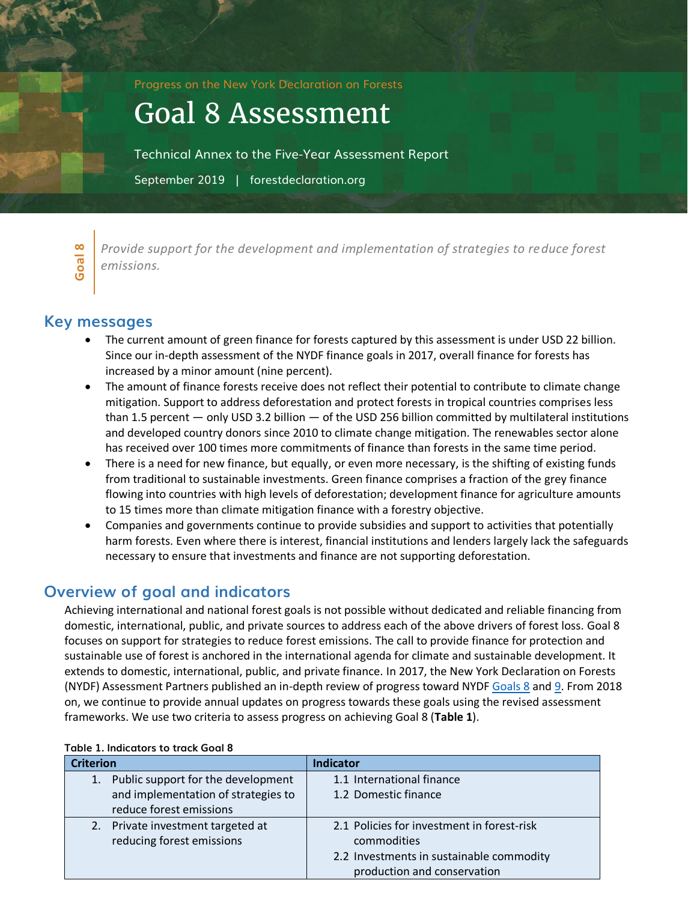Progress on the New York Declaration on Forests

# Goal 8 Assessment

Technical Annex to the Five-Year Assessment Report

September 2019 | forestdeclaration.org

**Goal 8**

*Provide support for the development and implementation of strategies to reduce forest emissions.*

## Key messages

- The current amount of green finance for forests captured by this assessment is under USD 22 billion. Since our in-depth assessment of the NYDF finance goals in 2017, overall finance for forests has increased by a minor amount (nine percent).
- The amount of finance forests receive does not reflect their potential to contribute to climate change mitigation. Support to address deforestation and protect forests in tropical countries comprises less than 1.5 percent — only USD 3.2 billion — of the USD 256 billion committed by multilateral institutions and developed country donors since 2010 to climate change mitigation. The renewables sector alone has received over 100 times more commitments of finance than forests in the same time period.
- There is a need for new finance, but equally, or even more necessary, is the shifting of existing funds from traditional to sustainable investments. Green finance comprises a fraction of the grey finance flowing into countries with high levels of deforestation; development finance for agriculture amounts to 15 times more than climate mitigation finance with a forestry objective.
- Companies and governments continue to provide subsidies and support to activities that potentially harm forests. Even where there is interest, financial institutions and lenders largely lack the safeguards necessary to ensure that investments and finance are not supporting deforestation.

## Overview of goal and indicators

Achieving international and national forest goals is not possible without dedicated and reliable financing from domestic, international, public, and private sources to address each of the above drivers of forest loss. Goal 8 focuses on support for strategies to reduce forest emissions. The call to provide finance for protection and sustainable use of forest is anchored in the international agenda for climate and sustainable development. It extends to domestic, international, public, and private finance. In 2017, the New York Declaration on Forests (NYDF) Assessment Partners published an in-depth review of progress toward NYDF Goals 8 and 9. From 2018 on, we continue to provide annual updates on progress towards these goals using the revised assessment frameworks. We use two criteria to assess progress on achieving Goal 8 (**Table 1**).

**Table 1. Indicators to track Goal 8**

| Criterion | Indicator |
|---|---|
| 1. Public support for the development and implementation of strategies to reduce forest emissions | 1.1 International finance<br>1.2 Domestic finance |
| 2. Private investment targeted at reducing forest emissions | 2.1 Policies for investment in forest-risk commodities<br>2.2 Investments in sustainable commodity production and conservation |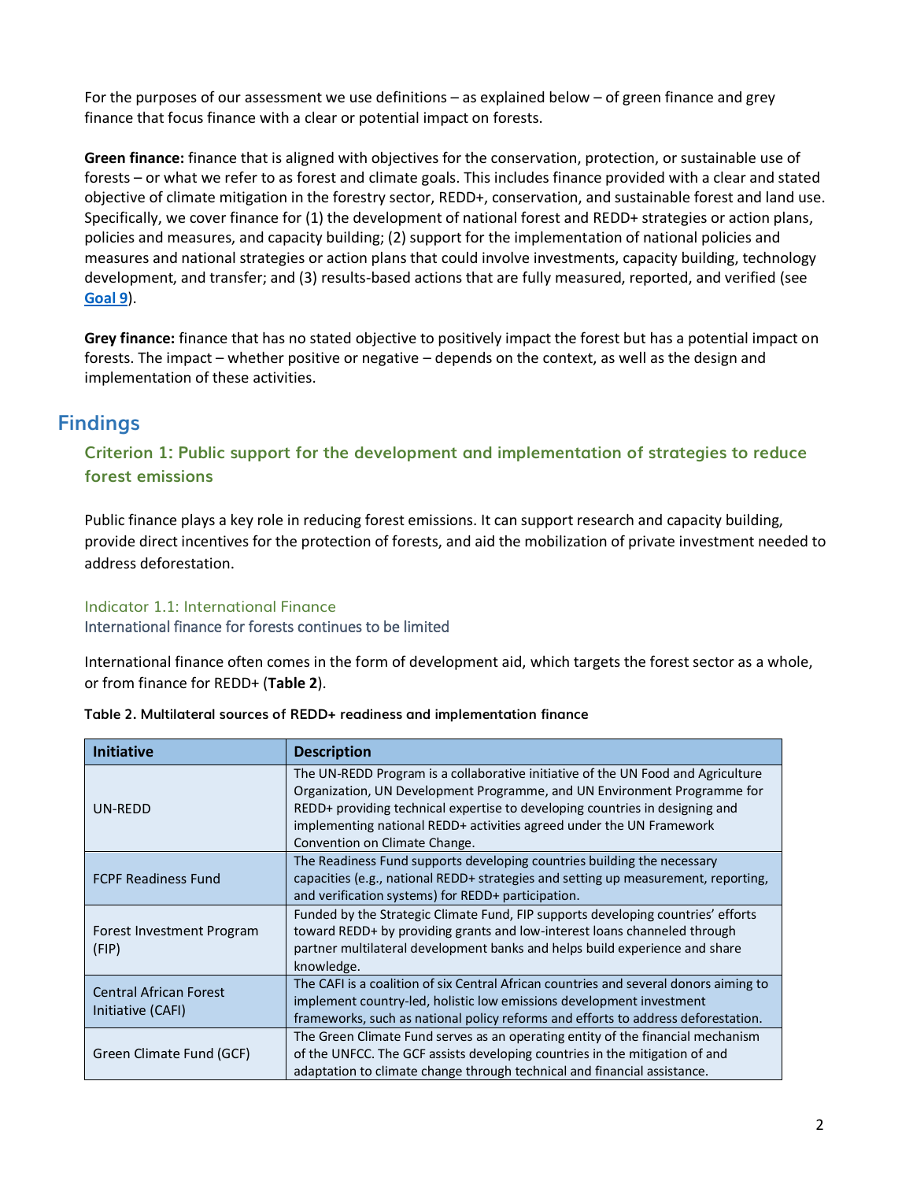For the purposes of our assessment we use definitions – as explained below – of green finance and grey finance that focus finance with a clear or potential impact on forests.

**Green finance:** finance that is aligned with objectives for the conservation, protection, or sustainable use of forests – or what we refer to as forest and climate goals. This includes finance provided with a clear and stated objective of climate mitigation in the forestry sector, REDD+, conservation, and sustainable forest and land use. Specifically, we cover finance for (1) the development of national forest and REDD+ strategies or action plans, policies and measures, and capacity building; (2) support for the implementation of national policies and measures and national strategies or action plans that could involve investments, capacity building, technology development, and transfer; and (3) results-based actions that are fully measured, reported, and verified (see **Goal 9**).

**Grey finance:** finance that has no stated objective to positively impact the forest but has a potential impact on forests. The impact – whether positive or negative – depends on the context, as well as the design and implementation of these activities.

## Findings

### Criterion 1: Public support for the development and implementation of strategies to reduce forest emissions

Public finance plays a key role in reducing forest emissions. It can support research and capacity building, provide direct incentives for the protection of forests, and aid the mobilization of private investment needed to address deforestation.

#### Indicator 1.1: International Finance

International finance for forests continues to be limited

International finance often comes in the form of development aid, which targets the forest sector as a whole, or from finance for REDD+ (**Table 2**).

**Table 2. Multilateral sources of REDD+ readiness and implementation finance**

| Initiative | Description |
|---|---|
| UN-REDD | The UN-REDD Program is a collaborative initiative of the UN Food and Agriculture Organization, UN Development Programme, and UN Environment Programme for REDD+ providing technical expertise to developing countries in designing and implementing national REDD+ activities agreed under the UN Framework Convention on Climate Change. |
| FCPF Readiness Fund | The Readiness Fund supports developing countries building the necessary capacities (e.g., national REDD+ strategies and setting up measurement, reporting, and verification systems) for REDD+ participation. |
| Forest Investment Program (FIP) | Funded by the Strategic Climate Fund, FIP supports developing countries' efforts toward REDD+ by providing grants and low-interest loans channeled through partner multilateral development banks and helps build experience and share knowledge. |
| Central African Forest Initiative (CAFI) | The CAFI is a coalition of six Central African countries and several donors aiming to implement country-led, holistic low emissions development investment frameworks, such as national policy reforms and efforts to address deforestation. |
| Green Climate Fund (GCF) | The Green Climate Fund serves as an operating entity of the financial mechanism of the UNFCC. The GCF assists developing countries in the mitigation of and adaptation to climate change through technical and financial assistance. |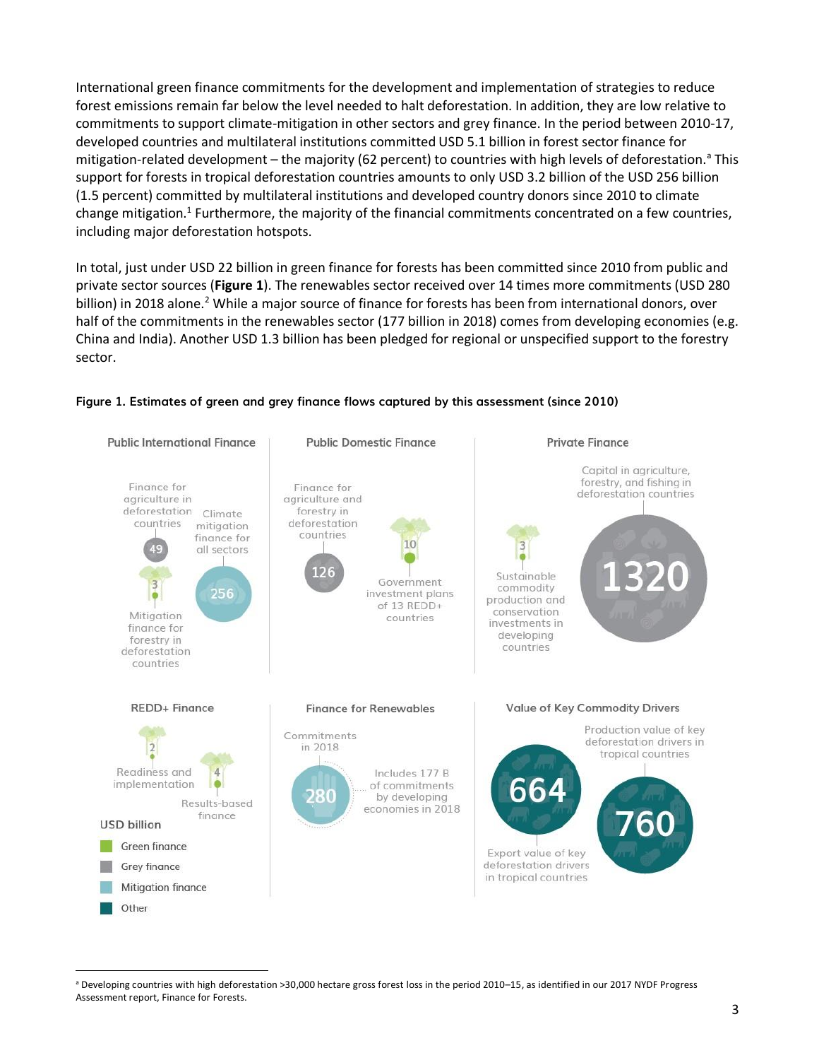International green finance commitments for the development and implementation of strategies to reduce forest emissions remain far below the level needed to halt deforestation. In addition, they are low relative to commitments to support climate-mitigation in other sectors and grey finance. In the period between 2010-17, developed countries and multilateral institutions committed USD 5.1 billion in forest sector finance for mitigation-related development – the majority (62 percent) to countries with high levels of deforestation.[a] This support for forests in tropical deforestation countries amounts to only USD 3.2 billion of the USD 256 billion (1.5 percent) committed by multilateral institutions and developed country donors since 2010 to climate change mitigation.[1] Furthermore, the majority of the financial commitments concentrated on a few countries, including major deforestation hotspots.

In total, just under USD 22 billion in green finance for forests has been committed since 2010 from public and private sector sources (**Figure 1**). The renewables sector received over 14 times more commitments (USD 280 billion) in 2018 alone.[2] While a major source of finance for forests has been from international donors, over half of the commitments in the renewables sector (177 billion in 2018) comes from developing economies (e.g. China and India). Another USD 1.3 billion has been pledged for regional or unspecified support to the forestry sector.

**Figure 1. Estimates of green and grey finance flows captured by this assessment (since 2010)**

Public International Finance
- Finance for agriculture in deforestation countries: 49
- Mitigation finance for forestry in deforestation countries: 3
- Climate mitigation finance for all sectors: 256

Public Domestic Finance
- Finance for agriculture and forestry in deforestation countries: 126
- Government investment plans of 13 REDD+ countries: 10

Private Finance
- Sustainable commodity production and conservation investments in developing countries: 3
- Capital in agriculture, forestry, and fishing in deforestation countries: 1320

REDD+ Finance
- Readiness and implementation: 2
- Results-based finance: 4

Finance for Renewables
- Commitments in 2018: 280
- Includes 177 B of commitments by developing economies in 2018

Value of Key Commodity Drivers
- Export value of key deforestation drivers in tropical countries: 664
- Production value of key deforestation drivers in tropical countries: 760

USD billion
- Green finance
- Grey finance
- Mitigation finance
- Other

[a] Developing countries with high deforestation >30,000 hectare gross forest loss in the period 2010–15, as identified in our 2017 NYDF Progress Assessment report, Finance for Forests.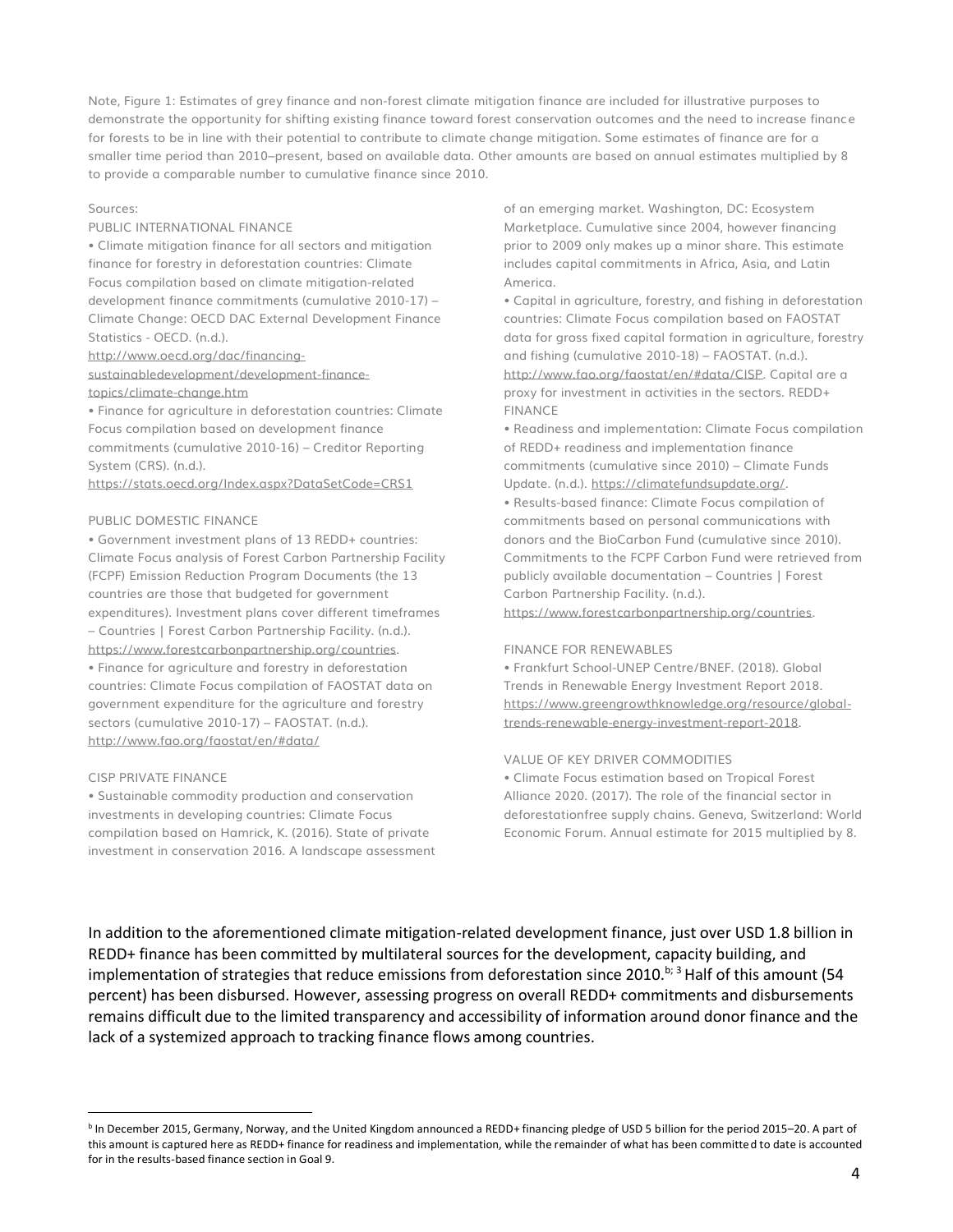Note, Figure 1: Estimates of grey finance and non-forest climate mitigation finance are included for illustrative purposes to demonstrate the opportunity for shifting existing finance toward forest conservation outcomes and the need to increase finance for forests to be in line with their potential to contribute to climate change mitigation. Some estimates of finance are for a smaller time period than 2010–present, based on available data. Other amounts are based on annual estimates multiplied by 8 to provide a comparable number to cumulative finance since 2010.

Sources:

PUBLIC INTERNATIONAL FINANCE

- Climate mitigation finance for all sectors and mitigation finance for forestry in deforestation countries: Climate Focus compilation based on climate mitigation-related development finance commitments (cumulative 2010-17) – Climate Change: OECD DAC External Development Finance Statistics - OECD. (n.d.). http://www.oecd.org/dac/financing-sustainabledevelopment/development-finance-topics/climate-change.htm
- Finance for agriculture in deforestation countries: Climate Focus compilation based on development finance commitments (cumulative 2010-16) – Creditor Reporting System (CRS). (n.d.). https://stats.oecd.org/Index.aspx?DataSetCode=CRS1

PUBLIC DOMESTIC FINANCE

- Government investment plans of 13 REDD+ countries: Climate Focus analysis of Forest Carbon Partnership Facility (FCPF) Emission Reduction Program Documents (the 13 countries are those that budgeted for government expenditures). Investment plans cover different timeframes – Countries | Forest Carbon Partnership Facility. (n.d.). https://www.forestcarbonpartnership.org/countries.
- Finance for agriculture and forestry in deforestation countries: Climate Focus compilation of FAOSTAT data on government expenditure for the agriculture and forestry sectors (cumulative 2010-17) – FAOSTAT. (n.d.). http://www.fao.org/faostat/en/#data/

CISP PRIVATE FINANCE

- Sustainable commodity production and conservation investments in developing countries: Climate Focus compilation based on Hamrick, K. (2016). State of private investment in conservation 2016. A landscape assessment of an emerging market. Washington, DC: Ecosystem Marketplace. Cumulative since 2004, however financing prior to 2009 only makes up a minor share. This estimate includes capital commitments in Africa, Asia, and Latin America.
- Capital in agriculture, forestry, and fishing in deforestation countries: Climate Focus compilation based on FAOSTAT data for gross fixed capital formation in agriculture, forestry and fishing (cumulative 2010-18) – FAOSTAT. (n.d.). http://www.fao.org/faostat/en/#data/CISP. Capital are a proxy for investment in activities in the sectors.

REDD+ FINANCE

- Readiness and implementation: Climate Focus compilation of REDD+ readiness and implementation finance commitments (cumulative since 2010) – Climate Funds Update. (n.d.). https://climatefundsupdate.org/.
- Results-based finance: Climate Focus compilation of commitments based on personal communications with donors and the BioCarbon Fund (cumulative since 2010). Commitments to the FCPF Carbon Fund were retrieved from publicly available documentation – Countries | Forest Carbon Partnership Facility. (n.d.). https://www.forestcarbonpartnership.org/countries.

FINANCE FOR RENEWABLES

- Frankfurt School-UNEP Centre/BNEF. (2018). Global Trends in Renewable Energy Investment Report 2018. https://www.greengrowthknowledge.org/resource/global-trends-renewable-energy-investment-report-2018.

VALUE OF KEY DRIVER COMMODITIES

- Climate Focus estimation based on Tropical Forest Alliance 2020. (2017). The role of the financial sector in deforestationfree supply chains. Geneva, Switzerland: World Economic Forum. Annual estimate for 2015 multiplied by 8.

In addition to the aforementioned climate mitigation-related development finance, just over USD 1.8 billion in REDD+ finance has been committed by multilateral sources for the development, capacity building, and implementation of strategies that reduce emissions from deforestation since 2010.[b; 3] Half of this amount (54 percent) has been disbursed. However, assessing progress on overall REDD+ commitments and disbursements remains difficult due to the limited transparency and accessibility of information around donor finance and the lack of a systemized approach to tracking finance flows among countries.

[b] In December 2015, Germany, Norway, and the United Kingdom announced a REDD+ financing pledge of USD 5 billion for the period 2015–20. A part of this amount is captured here as REDD+ finance for readiness and implementation, while the remainder of what has been committed to date is accounted for in the results-based finance section in Goal 9.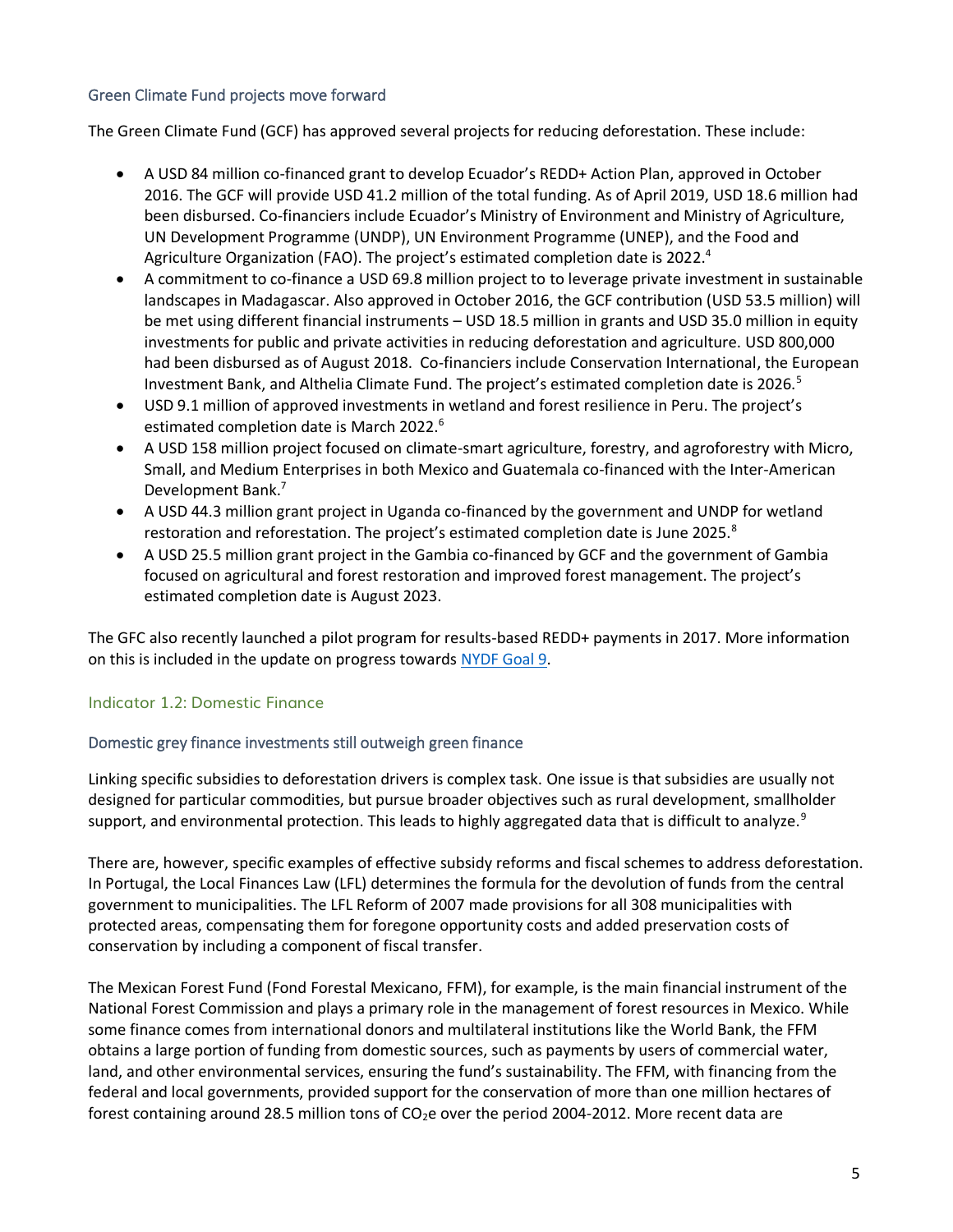### Green Climate Fund projects move forward

The Green Climate Fund (GCF) has approved several projects for reducing deforestation. These include:

- A USD 84 million co-financed grant to develop Ecuador's REDD+ Action Plan, approved in October 2016. The GCF will provide USD 41.2 million of the total funding. As of April 2019, USD 18.6 million had been disbursed. Co-financiers include Ecuador's Ministry of Environment and Ministry of Agriculture, UN Development Programme (UNDP), UN Environment Programme (UNEP), and the Food and Agriculture Organization (FAO). The project's estimated completion date is 2022.[4]
- A commitment to co-finance a USD 69.8 million project to to leverage private investment in sustainable landscapes in Madagascar. Also approved in October 2016, the GCF contribution (USD 53.5 million) will be met using different financial instruments – USD 18.5 million in grants and USD 35.0 million in equity investments for public and private activities in reducing deforestation and agriculture. USD 800,000 had been disbursed as of August 2018. Co-financiers include Conservation International, the European Investment Bank, and Althelia Climate Fund. The project's estimated completion date is 2026.[5]
- USD 9.1 million of approved investments in wetland and forest resilience in Peru. The project's estimated completion date is March 2022.[6]
- A USD 158 million project focused on climate-smart agriculture, forestry, and agroforestry with Micro, Small, and Medium Enterprises in both Mexico and Guatemala co-financed with the Inter-American Development Bank.[7]
- A USD 44.3 million grant project in Uganda co-financed by the government and UNDP for wetland restoration and reforestation. The project's estimated completion date is June 2025.[8]
- A USD 25.5 million grant project in the Gambia co-financed by GCF and the government of Gambia focused on agricultural and forest restoration and improved forest management. The project's estimated completion date is August 2023.

The GFC also recently launched a pilot program for results-based REDD+ payments in 2017. More information on this is included in the update on progress towards [NYDF Goal 9](#).

## Indicator 1.2: Domestic Finance

### Domestic grey finance investments still outweigh green finance

Linking specific subsidies to deforestation drivers is complex task. One issue is that subsidies are usually not designed for particular commodities, but pursue broader objectives such as rural development, smallholder support, and environmental protection. This leads to highly aggregated data that is difficult to analyze.[9]

There are, however, specific examples of effective subsidy reforms and fiscal schemes to address deforestation. In Portugal, the Local Finances Law (LFL) determines the formula for the devolution of funds from the central government to municipalities. The LFL Reform of 2007 made provisions for all 308 municipalities with protected areas, compensating them for foregone opportunity costs and added preservation costs of conservation by including a component of fiscal transfer.

The Mexican Forest Fund (Fond Forestal Mexicano, FFM), for example, is the main financial instrument of the National Forest Commission and plays a primary role in the management of forest resources in Mexico. While some finance comes from international donors and multilateral institutions like the World Bank, the FFM obtains a large portion of funding from domestic sources, such as payments by users of commercial water, land, and other environmental services, ensuring the fund's sustainability. The FFM, with financing from the federal and local governments, provided support for the conservation of more than one million hectares of forest containing around 28.5 million tons of $CO_2$e over the period 2004-2012. More recent data are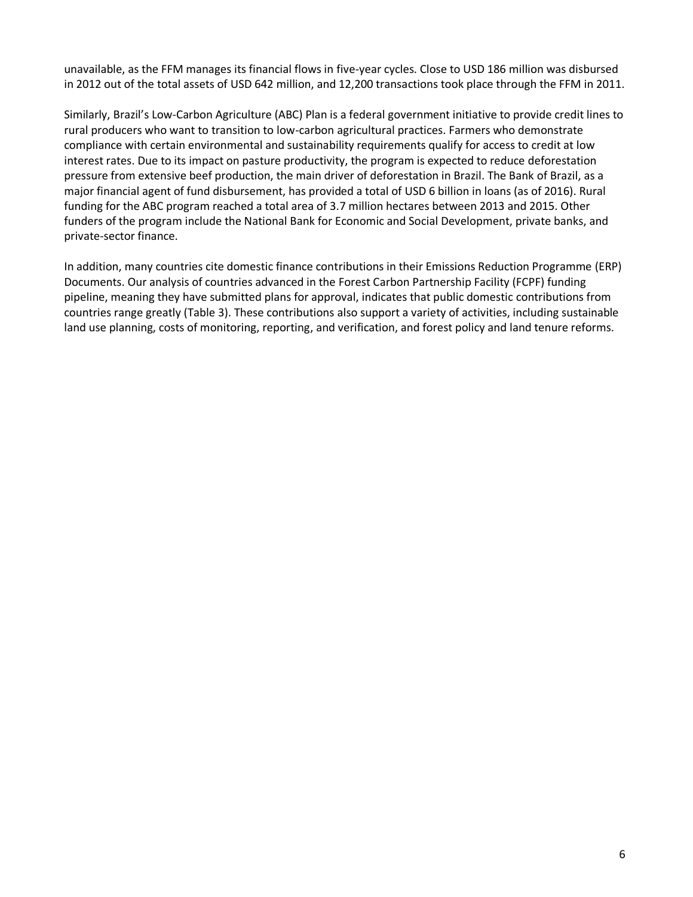unavailable, as the FFM manages its financial flows in five-year cycles. Close to USD 186 million was disbursed in 2012 out of the total assets of USD 642 million, and 12,200 transactions took place through the FFM in 2011.

Similarly, Brazil's Low-Carbon Agriculture (ABC) Plan is a federal government initiative to provide credit lines to rural producers who want to transition to low-carbon agricultural practices. Farmers who demonstrate compliance with certain environmental and sustainability requirements qualify for access to credit at low interest rates. Due to its impact on pasture productivity, the program is expected to reduce deforestation pressure from extensive beef production, the main driver of deforestation in Brazil. The Bank of Brazil, as a major financial agent of fund disbursement, has provided a total of USD 6 billion in loans (as of 2016). Rural funding for the ABC program reached a total area of 3.7 million hectares between 2013 and 2015. Other funders of the program include the National Bank for Economic and Social Development, private banks, and private-sector finance.

In addition, many countries cite domestic finance contributions in their Emissions Reduction Programme (ERP) Documents. Our analysis of countries advanced in the Forest Carbon Partnership Facility (FCPF) funding pipeline, meaning they have submitted plans for approval, indicates that public domestic contributions from countries range greatly (Table 3). These contributions also support a variety of activities, including sustainable land use planning, costs of monitoring, reporting, and verification, and forest policy and land tenure reforms.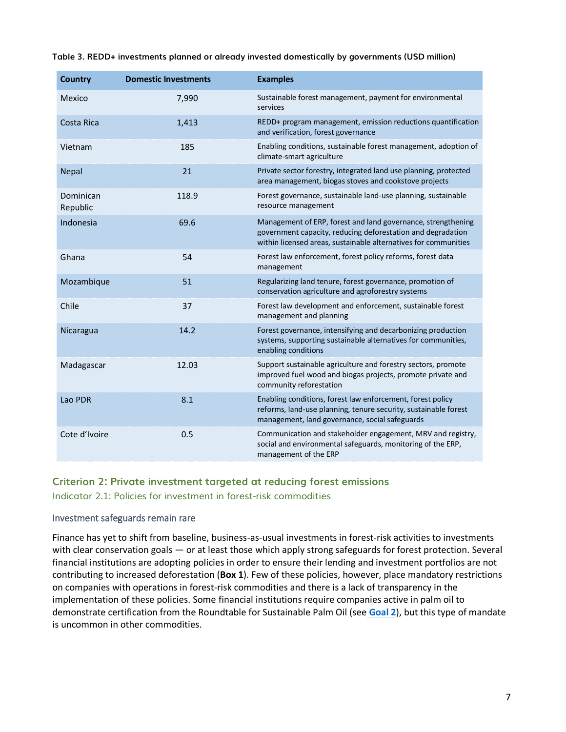**Table 3. REDD+ investments planned or already invested domestically by governments (USD million)**

| Country | Domestic Investments | Examples |
|---|---|---|
| Mexico | 7,990 | Sustainable forest management, payment for environmental services |
| Costa Rica | 1,413 | REDD+ program management, emission reductions quantification and verification, forest governance |
| Vietnam | 185 | Enabling conditions, sustainable forest management, adoption of climate-smart agriculture |
| Nepal | 21 | Private sector forestry, integrated land use planning, protected area management, biogas stoves and cookstove projects |
| Dominican Republic | 118.9 | Forest governance, sustainable land-use planning, sustainable resource management |
| Indonesia | 69.6 | Management of ERP, forest and land governance, strengthening government capacity, reducing deforestation and degradation within licensed areas, sustainable alternatives for communities |
| Ghana | 54 | Forest law enforcement, forest policy reforms, forest data management |
| Mozambique | 51 | Regularizing land tenure, forest governance, promotion of conservation agriculture and agroforestry systems |
| Chile | 37 | Forest law development and enforcement, sustainable forest management and planning |
| Nicaragua | 14.2 | Forest governance, intensifying and decarbonizing production systems, supporting sustainable alternatives for communities, enabling conditions |
| Madagascar | 12.03 | Support sustainable agriculture and forestry sectors, promote improved fuel wood and biogas projects, promote private and community reforestation |
| Lao PDR | 8.1 | Enabling conditions, forest law enforcement, forest policy reforms, land-use planning, tenure security, sustainable forest management, land governance, social safeguards |
| Cote d'Ivoire | 0.5 | Communication and stakeholder engagement, MRV and registry, social and environmental safeguards, monitoring of the ERP, management of the ERP |

## Criterion 2: Private investment targeted at reducing forest emissions

### Indicator 2.1: Policies for investment in forest-risk commodities

#### Investment safeguards remain rare

Finance has yet to shift from baseline, business-as-usual investments in forest-risk activities to investments with clear conservation goals — or at least those which apply strong safeguards for forest protection. Several financial institutions are adopting policies in order to ensure their lending and investment portfolios are not contributing to increased deforestation (**Box 1**). Few of these policies, however, place mandatory restrictions on companies with operations in forest-risk commodities and there is a lack of transparency in the implementation of these policies. Some financial institutions require companies active in palm oil to demonstrate certification from the Roundtable for Sustainable Palm Oil (see **Goal 2**), but this type of mandate is uncommon in other commodities.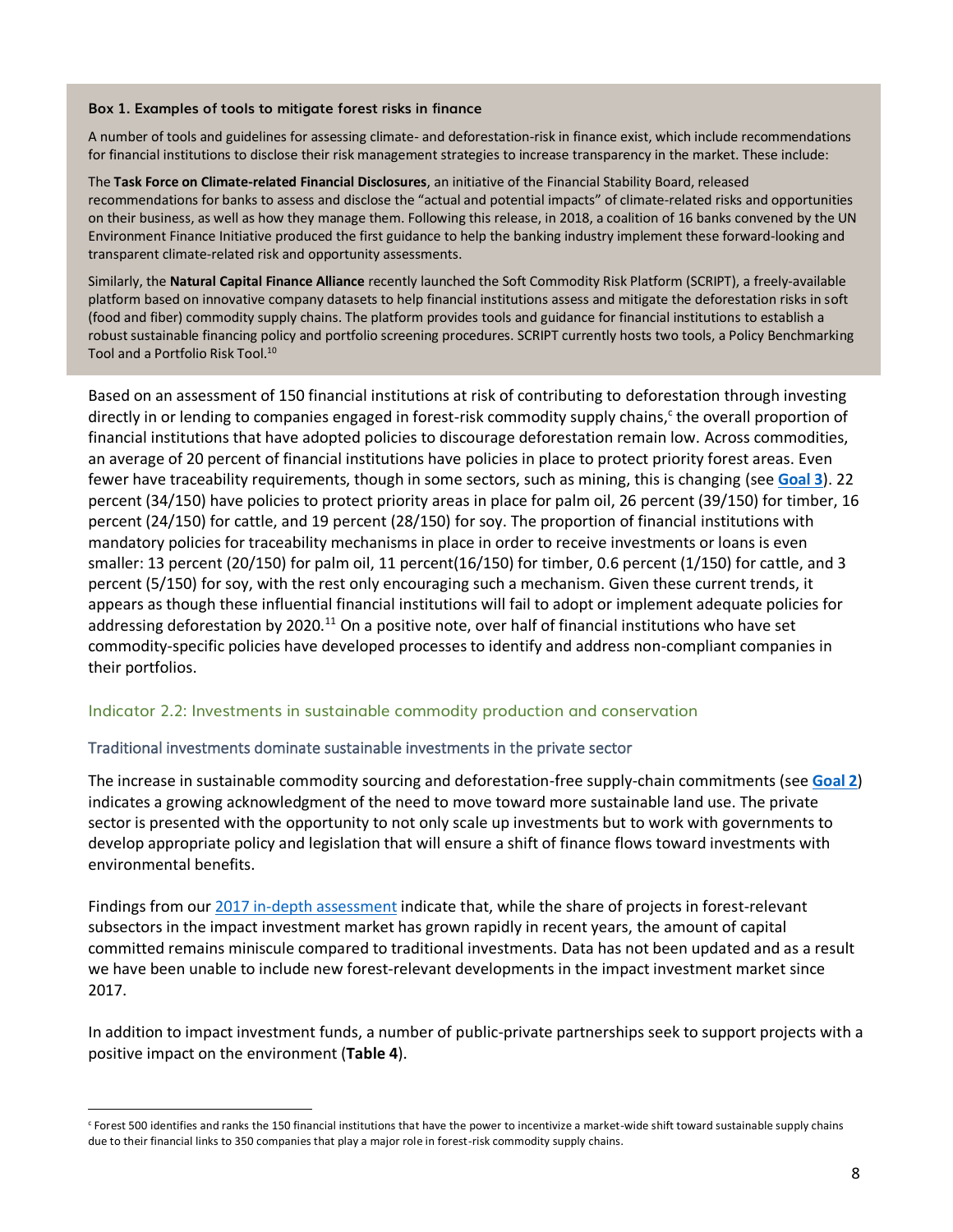**Box 1. Examples of tools to mitigate forest risks in finance**

A number of tools and guidelines for assessing climate- and deforestation-risk in finance exist, which include recommendations for financial institutions to disclose their risk management strategies to increase transparency in the market. These include:

The **Task Force on Climate-related Financial Disclosures**, an initiative of the Financial Stability Board, released recommendations for banks to assess and disclose the "actual and potential impacts" of climate-related risks and opportunities on their business, as well as how they manage them. Following this release, in 2018, a coalition of 16 banks convened by the UN Environment Finance Initiative produced the first guidance to help the banking industry implement these forward-looking and transparent climate-related risk and opportunity assessments.

Similarly, the **Natural Capital Finance Alliance** recently launched the Soft Commodity Risk Platform (SCRIPT), a freely-available platform based on innovative company datasets to help financial institutions assess and mitigate the deforestation risks in soft (food and fiber) commodity supply chains. The platform provides tools and guidance for financial institutions to establish a robust sustainable financing policy and portfolio screening procedures. SCRIPT currently hosts two tools, a Policy Benchmarking Tool and a Portfolio Risk Tool.[10]

Based on an assessment of 150 financial institutions at risk of contributing to deforestation through investing directly in or lending to companies engaged in forest-risk commodity supply chains,[c] the overall proportion of financial institutions that have adopted policies to discourage deforestation remain low. Across commodities, an average of 20 percent of financial institutions have policies in place to protect priority forest areas. Even fewer have traceability requirements, though in some sectors, such as mining, this is changing (see **Goal 3**). 22 percent (34/150) have policies to protect priority areas in place for palm oil, 26 percent (39/150) for timber, 16 percent (24/150) for cattle, and 19 percent (28/150) for soy. The proportion of financial institutions with mandatory policies for traceability mechanisms in place in order to receive investments or loans is even smaller: 13 percent (20/150) for palm oil, 11 percent(16/150) for timber, 0.6 percent (1/150) for cattle, and 3 percent (5/150) for soy, with the rest only encouraging such a mechanism. Given these current trends, it appears as though these influential financial institutions will fail to adopt or implement adequate policies for addressing deforestation by 2020.[11] On a positive note, over half of financial institutions who have set commodity-specific policies have developed processes to identify and address non-compliant companies in their portfolios.

## Indicator 2.2: Investments in sustainable commodity production and conservation

### Traditional investments dominate sustainable investments in the private sector

The increase in sustainable commodity sourcing and deforestation-free supply-chain commitments (see **Goal 2**) indicates a growing acknowledgment of the need to move toward more sustainable land use. The private sector is presented with the opportunity to not only scale up investments but to work with governments to develop appropriate policy and legislation that will ensure a shift of finance flows toward investments with environmental benefits.

Findings from our 2017 in-depth assessment indicate that, while the share of projects in forest-relevant subsectors in the impact investment market has grown rapidly in recent years, the amount of capital committed remains miniscule compared to traditional investments. Data has not been updated and as a result we have been unable to include new forest-relevant developments in the impact investment market since 2017.

In addition to impact investment funds, a number of public-private partnerships seek to support projects with a positive impact on the environment (**Table 4**).

[c] Forest 500 identifies and ranks the 150 financial institutions that have the power to incentivize a market-wide shift toward sustainable supply chains due to their financial links to 350 companies that play a major role in forest-risk commodity supply chains.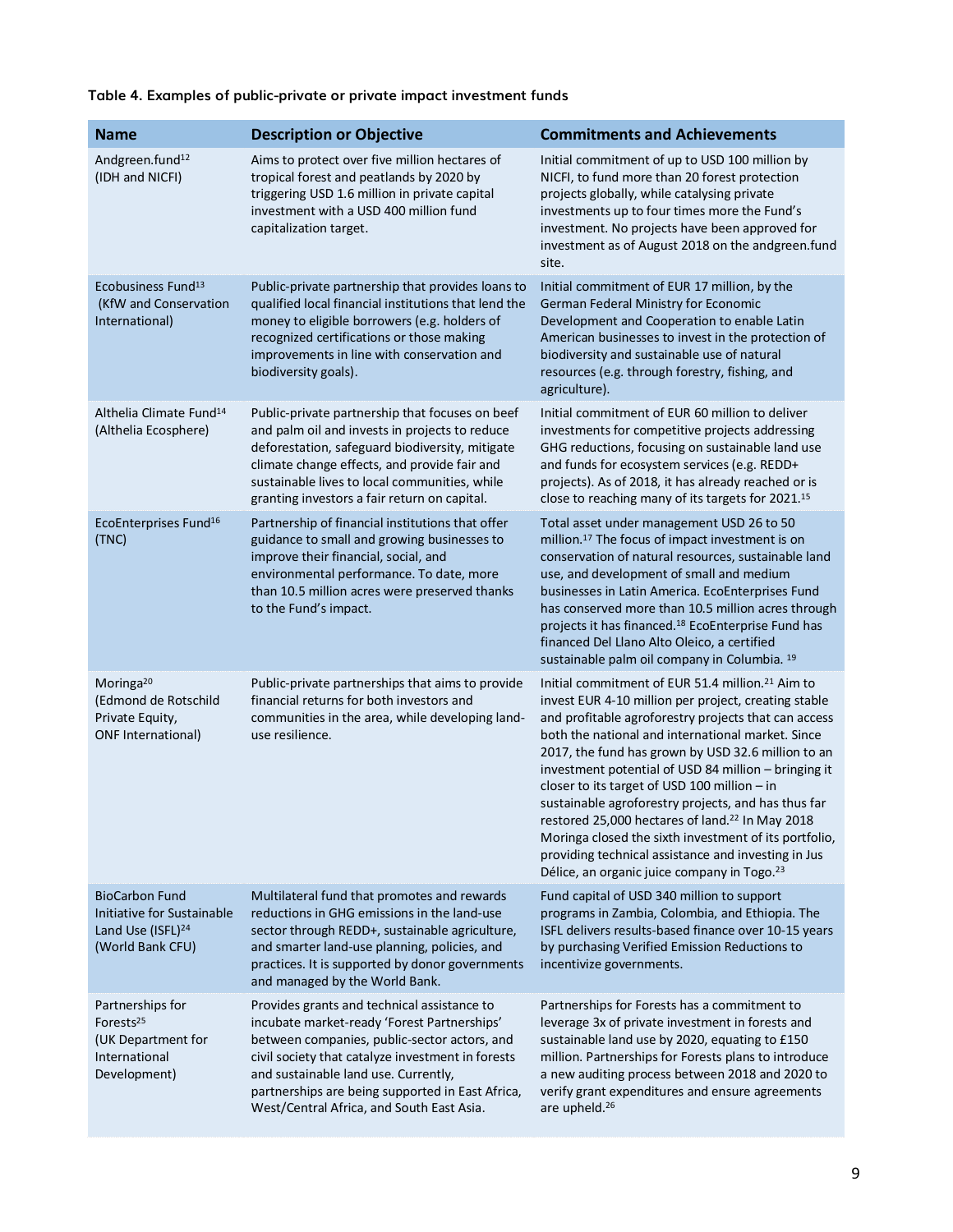**Table 4. Examples of public-private or private impact investment funds**

| Name | Description or Objective | Commitments and Achievements |
|---|---|---|
| Andgreen.fund[12] (IDH and NICFI) | Aims to protect over five million hectares of tropical forest and peatlands by 2020 by triggering USD 1.6 million in private capital investment with a USD 400 million fund capitalization target. | Initial commitment of up to USD 100 million by NICFI, to fund more than 20 forest protection projects globally, while catalysing private investments up to four times more the Fund's investment. No projects have been approved for investment as of August 2018 on the andgreen.fund site. |
| Ecobusiness Fund[13] (KfW and Conservation International) | Public-private partnership that provides loans to qualified local financial institutions that lend the money to eligible borrowers (e.g. holders of recognized certifications or those making improvements in line with conservation and biodiversity goals). | Initial commitment of EUR 17 million, by the German Federal Ministry for Economic Development and Cooperation to enable Latin American businesses to invest in the protection of biodiversity and sustainable use of natural resources (e.g. through forestry, fishing, and agriculture). |
| Althelia Climate Fund[14] (Althelia Ecosphere) | Public-private partnership that focuses on beef and palm oil and invests in projects to reduce deforestation, safeguard biodiversity, mitigate climate change effects, and provide fair and sustainable lives to local communities, while granting investors a fair return on capital. | Initial commitment of EUR 60 million to deliver investments for competitive projects addressing GHG reductions, focusing on sustainable land use and funds for ecosystem services (e.g. REDD+ projects). As of 2018, it has already reached or is close to reaching many of its targets for 2021.[15] |
| EcoEnterprises Fund[16] (TNC) | Partnership of financial institutions that offer guidance to small and growing businesses to improve their financial, social, and environmental performance. To date, more than 10.5 million acres were preserved thanks to the Fund's impact. | Total asset under management USD 26 to 50 million.[17] The focus of impact investment is on conservation of natural resources, sustainable land use, and development of small and medium businesses in Latin America. EcoEnterprises Fund has conserved more than 10.5 million acres through projects it has financed.[18] EcoEnterprise Fund has financed Del Llano Alto Oleico, a certified sustainable palm oil company in Columbia.[19] |
| Moringa[20] (Edmond de Rotschild Private Equity, ONF International) | Public-private partnerships that aims to provide financial returns for both investors and communities in the area, while developing land-use resilience. | Initial commitment of EUR 51.4 million.[21] Aim to invest EUR 4-10 million per project, creating stable and profitable agroforestry projects that can access both the national and international market. Since 2017, the fund has grown by USD 32.6 million to an investment potential of USD 84 million – bringing it closer to its target of USD 100 million – in sustainable agroforestry projects, and has thus far restored 25,000 hectares of land.[22] In May 2018 Moringa closed the sixth investment of its portfolio, providing technical assistance and investing in Jus Délice, an organic juice company in Togo.[23] |
| BioCarbon Fund Initiative for Sustainable Land Use (ISFL)[24] (World Bank CFU) | Multilateral fund that promotes and rewards reductions in GHG emissions in the land-use sector through REDD+, sustainable agriculture, and smarter land-use planning, policies, and practices. It is supported by donor governments and managed by the World Bank. | Fund capital of USD 340 million to support programs in Zambia, Colombia, and Ethiopia. The ISFL delivers results-based finance over 10-15 years by purchasing Verified Emission Reductions to incentivize governments. |
| Partnerships for Forests[25] (UK Department for International Development) | Provides grants and technical assistance to incubate market-ready 'Forest Partnerships' between companies, public-sector actors, and civil society that catalyze investment in forests and sustainable land use. Currently, partnerships are being supported in East Africa, West/Central Africa, and South East Asia. | Partnerships for Forests has a commitment to leverage 3x of private investment in forests and sustainable land use by 2020, equating to £150 million. Partnerships for Forests plans to introduce a new auditing process between 2018 and 2020 to verify grant expenditures and ensure agreements are upheld.[26] |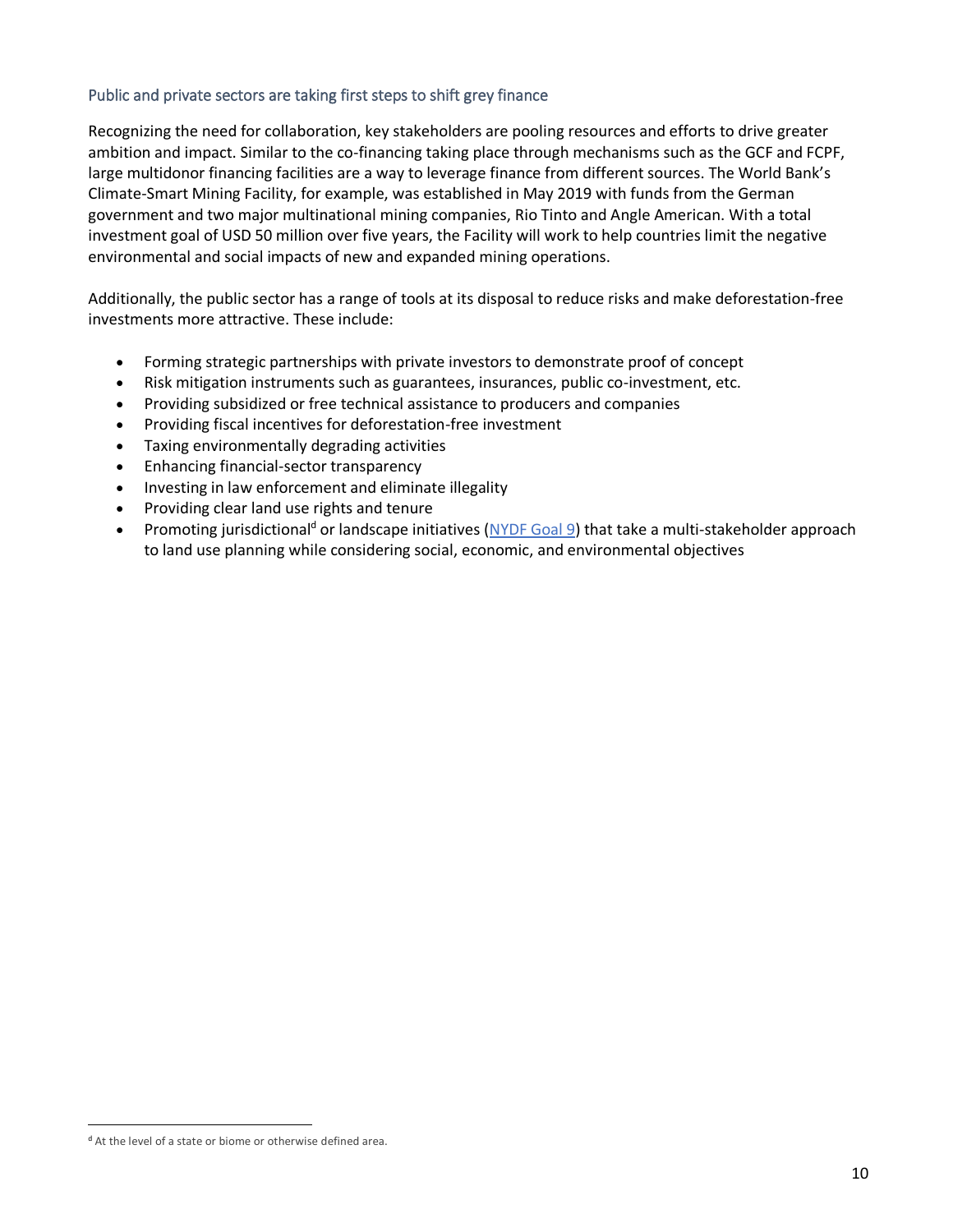### Public and private sectors are taking first steps to shift grey finance

Recognizing the need for collaboration, key stakeholders are pooling resources and efforts to drive greater ambition and impact. Similar to the co-financing taking place through mechanisms such as the GCF and FCPF, large multidonor financing facilities are a way to leverage finance from different sources. The World Bank's Climate-Smart Mining Facility, for example, was established in May 2019 with funds from the German government and two major multinational mining companies, Rio Tinto and Angle American. With a total investment goal of USD 50 million over five years, the Facility will work to help countries limit the negative environmental and social impacts of new and expanded mining operations.

Additionally, the public sector has a range of tools at its disposal to reduce risks and make deforestation-free investments more attractive. These include:

- Forming strategic partnerships with private investors to demonstrate proof of concept
- Risk mitigation instruments such as guarantees, insurances, public co-investment, etc.
- Providing subsidized or free technical assistance to producers and companies
- Providing fiscal incentives for deforestation-free investment
- Taxing environmentally degrading activities
- Enhancing financial-sector transparency
- Investing in law enforcement and eliminate illegality
- Providing clear land use rights and tenure
- Promoting jurisdictional[d] or landscape initiatives (NYDF Goal 9) that take a multi-stakeholder approach to land use planning while considering social, economic, and environmental objectives

[d] At the level of a state or biome or otherwise defined area.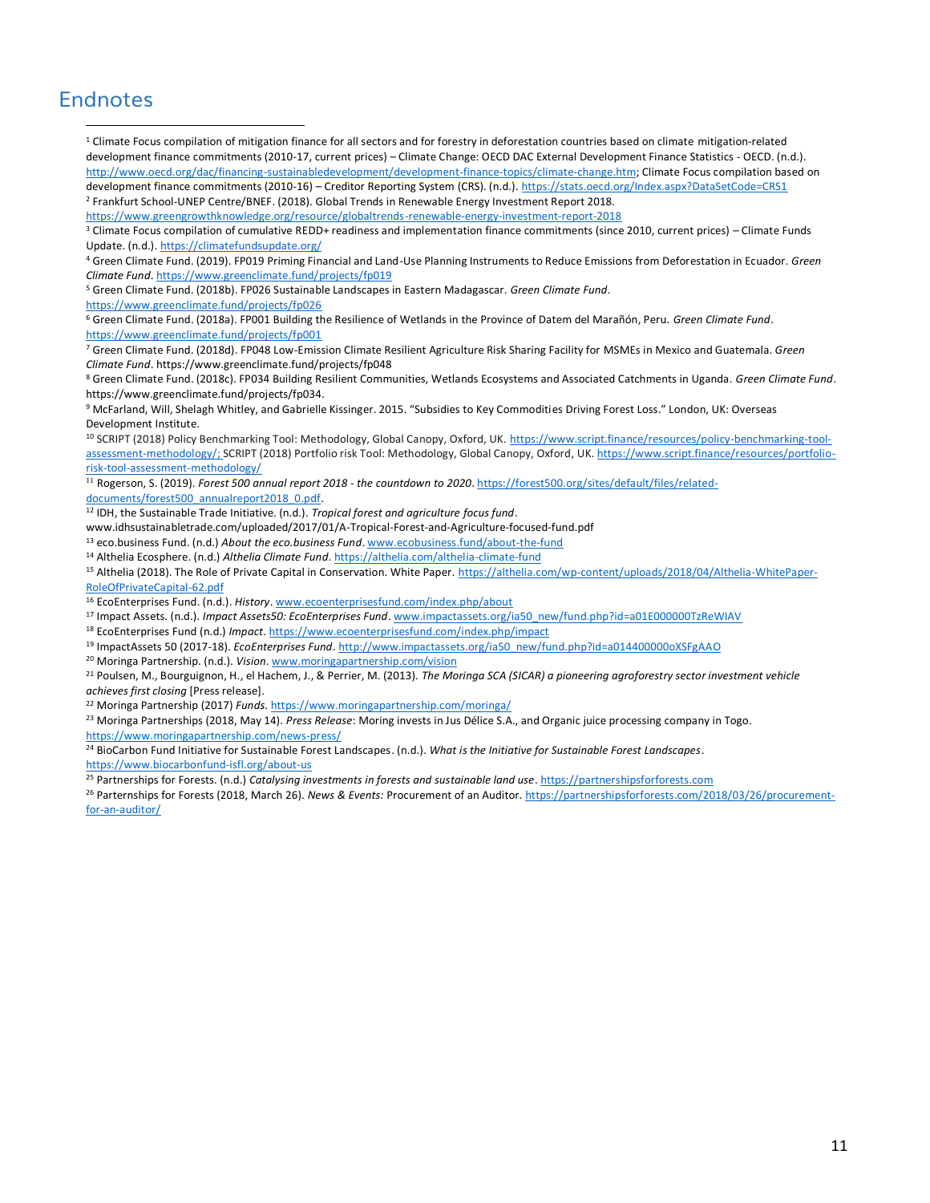# Endnotes

[1] Climate Focus compilation of mitigation finance for all sectors and for forestry in deforestation countries based on climate mitigation-related development finance commitments (2010-17, current prices) – Climate Change: OECD DAC External Development Finance Statistics - OECD. (n.d.). http://www.oecd.org/dac/financing-sustainabledevelopment/development-finance-topics/climate-change.htm; Climate Focus compilation based on development finance commitments (2010-16) – Creditor Reporting System (CRS). (n.d.). https://stats.oecd.org/Index.aspx?DataSetCode=CRS1

[2] Frankfurt School-UNEP Centre/BNEF. (2018). Global Trends in Renewable Energy Investment Report 2018. https://www.greengrowthknowledge.org/resource/globaltrends-renewable-energy-investment-report-2018

[3] Climate Focus compilation of cumulative REDD+ readiness and implementation finance commitments (since 2010, current prices) – Climate Funds Update. (n.d.). https://climatefundsupdate.org/

[4] Green Climate Fund. (2019). FP019 Priming Financial and Land-Use Planning Instruments to Reduce Emissions from Deforestation in Ecuador. *Green Climate Fund*. https://www.greenclimate.fund/projects/fp019

[5] Green Climate Fund. (2018b). FP026 Sustainable Landscapes in Eastern Madagascar. *Green Climate Fund*. https://www.greenclimate.fund/projects/fp026

[6] Green Climate Fund. (2018a). FP001 Building the Resilience of Wetlands in the Province of Datem del Marañón, Peru. *Green Climate Fund*. https://www.greenclimate.fund/projects/fp001

[7] Green Climate Fund. (2018d). FP048 Low-Emission Climate Resilient Agriculture Risk Sharing Facility for MSMEs in Mexico and Guatemala. *Green Climate Fund*. https://www.greenclimate.fund/projects/fp048

[8] Green Climate Fund. (2018c). FP034 Building Resilient Communities, Wetlands Ecosystems and Associated Catchments in Uganda. *Green Climate Fund*. https://www.greenclimate.fund/projects/fp034.

[9] McFarland, Will, Shelagh Whitley, and Gabrielle Kissinger. 2015. "Subsidies to Key Commodities Driving Forest Loss." London, UK: Overseas Development Institute.

[10] SCRIPT (2018) Policy Benchmarking Tool: Methodology, Global Canopy, Oxford, UK. https://www.script.finance/resources/policy-benchmarking-tool-assessment-methodology/; SCRIPT (2018) Portfolio risk Tool: Methodology, Global Canopy, Oxford, UK. https://www.script.finance/resources/portfolio-risk-tool-assessment-methodology/

[11] Rogerson, S. (2019). *Forest 500 annual report 2018 - the countdown to 2020*. https://forest500.org/sites/default/files/related-documents/forest500_annualreport2018_0.pdf.

[12] IDH, the Sustainable Trade Initiative. (n.d.). *Tropical forest and agriculture focus fund*. www.idhsustainabletrade.com/uploaded/2017/01/A-Tropical-Forest-and-Agriculture-focused-fund.pdf

[13] eco.business Fund. (n.d.) *About the eco.business Fund*. www.ecobusiness.fund/about-the-fund

[14] Althelia Ecosphere. (n.d.) *Althelia Climate Fund*. https://althelia.com/althelia-climate-fund

[15] Althelia (2018). The Role of Private Capital in Conservation. White Paper. https://althelia.com/wp-content/uploads/2018/04/Althelia-WhitePaper-RoleOfPrivateCapital-62.pdf

[16] EcoEnterprises Fund. (n.d.). *History*. www.ecoenterprisesfund.com/index.php/about

[17] Impact Assets. (n.d.). *Impact Assets50: EcoEnterprises Fund*. www.impactassets.org/ia50_new/fund.php?id=a01E000000TzReWIAV

[18] EcoEnterprises Fund (n.d.) *Impact*. https://www.ecoenterprisesfund.com/index.php/impact

[19] ImpactAssets 50 (2017-18). *EcoEnterprises Fund*. http://www.impactassets.org/ia50_new/fund.php?id=a014400000oXSFgAAO

[20] Moringa Partnership. (n.d.). *Vision*. www.moringapartnership.com/vision

[21] Poulsen, M., Bourguignon, H., el Hachem, J., & Perrier, M. (2013). *The Moringa SCA (SICAR) a pioneering agroforestry sector investment vehicle achieves first closing* [Press release].

[22] Moringa Partnership (2017) *Funds*. https://www.moringapartnership.com/moringa/

[23] Moringa Partnerships (2018, May 14). *Press Release*: Moring invests in Jus Délice S.A., and Organic juice processing company in Togo. https://www.moringapartnership.com/news-press/

[24] BioCarbon Fund Initiative for Sustainable Forest Landscapes. (n.d.). *What is the Initiative for Sustainable Forest Landscapes*. https://www.biocarbonfund-isfl.org/about-us

[25] Partnerships for Forests. (n.d.) *Catalysing investments in forests and sustainable land use*. https://partnershipsforforests.com

[26] Parternships for Forests (2018, March 26). *News & Events:* Procurement of an Auditor. https://partnershipsforforests.com/2018/03/26/procurement-for-an-auditor/